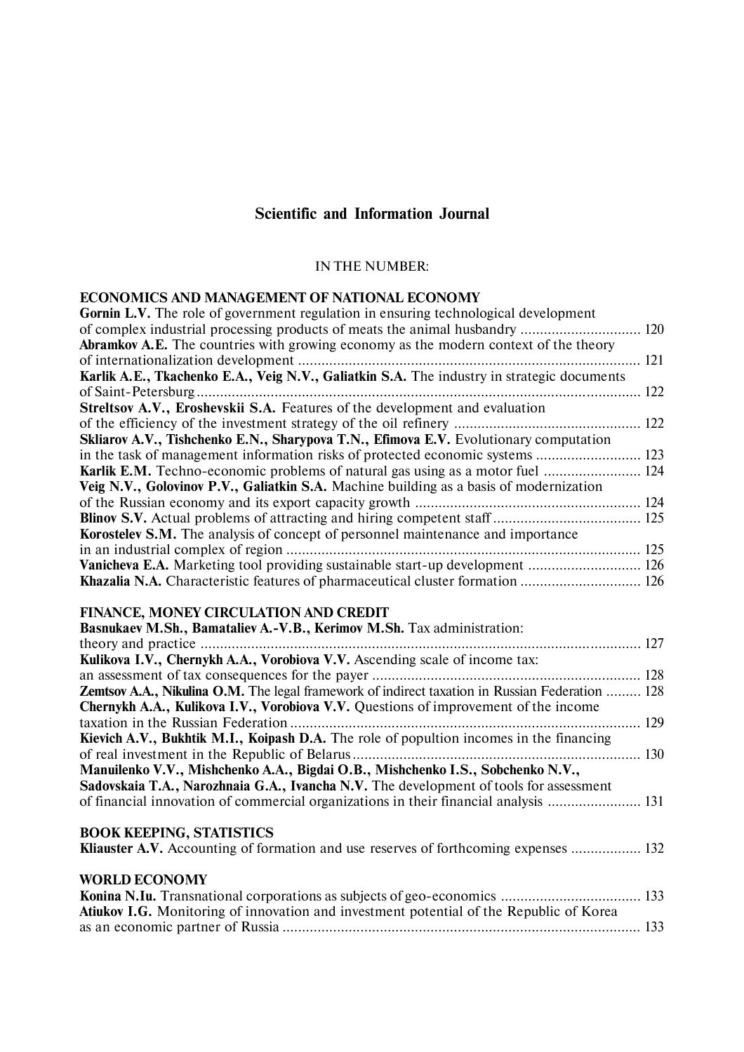# Scientific and Information Journal

IN THE NUMBER:

## ECONOMICS AND MANAGEMENT OF NATIONAL ECONOMY

**Gornin L.V.** The role of government regulation in ensuring technological development of complex industrial processing products of meats the animal husbandry ............................... 120

**Abramkov A.E.** The countries with growing economy as the modern context of the theory of internationalization development ........................................................................................ 121

**Karlik A.E., Tkachenko E.A., Veig N.V., Galiatkin S.A.** The industry in strategic documents of Saint-Petersburg ................................................................................................................... 122

**Streltsov A.V., Eroshevskii S.A.** Features of the development and evaluation of the efficiency of the investment strategy of the oil refinery ................................................ 122

**Skliarov A.V., Tishchenko E.N., Sharypova T.N., Efimova E.V.** Evolutionary computation in the task of management information risks of protected economic systems ........................... 123

**Karlik E.M.** Techno-economic problems of natural gas using as a motor fuel ......................... 124

**Veig N.V., Golovinov P.V., Galiatkin S.A.** Machine building as a basis of modernization of the Russian economy and its export capacity growth .......................................................... 124

**Blinov S.V.** Actual problems of attracting and hiring competent staff ...................................... 125

**Korostelev S.M.** The analysis of concept of personnel maintenance and importance in an industrial complex of region ........................................................................................... 125

**Vanicheva E.A.** Marketing tool providing sustainable start-up development ............................. 126

**Khazalia N.A.** Characteristic features of pharmaceutical cluster formation ............................... 126

## FINANCE, MONEY CIRCULATION AND CREDIT

**Basnukaev M.Sh., Bamataliev A.-V.B., Kerimov M.Sh.** Tax administration: theory and practice .................................................................................................................. 127

**Kulikova I.V., Chernykh A.A., Vorobiova V.V.** Ascending scale of income tax: an assessment of tax consequences for the payer ..................................................................... 128

**Zemtsov A.A., Nikulina O.M.** The legal framework of indirect taxation in Russian Federation ......... 128

**Chernykh A.A., Kulikova I.V., Vorobiova V.V.** Questions of improvement of the income taxation in the Russian Federation ........................................................................................... 129

**Kievich A.V., Bukhtik M.I., Koipash D.A.** The role of popultion incomes in the financing of real investment in the Republic of Belarus .......................................................................... 130

**Manuilenko V.V., Mishchenko A.A., Bigdai O.B., Mishchenko I.S., Sobchenko N.V., Sadovskaia T.A., Narozhnaia G.A., Ivancha N.V.** The development of tools for assessment of financial innovation of commercial organizations in their financial analysis ........................ 131

## BOOK KEEPING, STATISTICS

**Kliauster A.V.** Accounting of formation and use reserves of forthcoming expenses .................. 132

## WORLD ECONOMY

**Konina N.Iu.** Transnational corporations as subjects of geo-economics .................................... 133

**Atiukov I.G.** Monitoring of innovation and investment potential of the Republic of Korea as an economic partner of Russia ............................................................................................. 133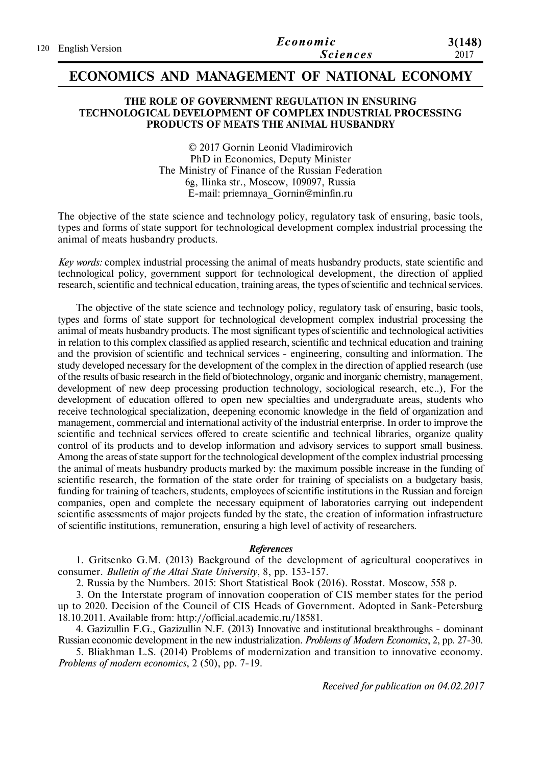# ECONOMICS AND MANAGEMENT OF NATIONAL ECONOMY

## THE ROLE OF GOVERNMENT REGULATION IN ENSURING TECHNOLOGICAL DEVELOPMENT OF COMPLEX INDUSTRIAL PROCESSING PRODUCTS OF MEATS THE ANIMAL HUSBANDRY

© 2017 Gornin Leonid Vladimirovich
PhD in Economics, Deputy Minister
The Ministry of Finance of the Russian Federation
6g, Ilinka str., Moscow, 109097, Russia
E-mail: priemnaya_Gornin@minfin.ru

The objective of the state science and technology policy, regulatory task of ensuring, basic tools, types and forms of state support for technological development complex industrial processing the animal of meats husbandry products.

*Key words:* complex industrial processing the animal of meats husbandry products, state scientific and technological policy, government support for technological development, the direction of applied research, scientific and technical education, training areas, the types of scientific and technical services.

The objective of the state science and technology policy, regulatory task of ensuring, basic tools, types and forms of state support for technological development complex industrial processing the animal of meats husbandry products. The most significant types of scientific and technological activities in relation to this complex classified as applied research, scientific and technical education and training and the provision of scientific and technical services - engineering, consulting and information. The study developed necessary for the development of the complex in the direction of applied research (use of the results of basic research in the field of biotechnology, organic and inorganic chemistry, management, development of new deep processing production technology, sociological research, etc..), For the development of education offered to open new specialties and undergraduate areas, students who receive technological specialization, deepening economic knowledge in the field of organization and management, commercial and international activity of the industrial enterprise. In order to improve the scientific and technical services offered to create scientific and technical libraries, organize quality control of its products and to develop information and advisory services to support small business. Among the areas of state support for the technological development of the complex industrial processing the animal of meats husbandry products marked by: the maximum possible increase in the funding of scientific research, the formation of the state order for training of specialists on a budgetary basis, funding for training of teachers, students, employees of scientific institutions in the Russian and foreign companies, open and complete the necessary equipment of laboratories carrying out independent scientific assessments of major projects funded by the state, the creation of information infrastructure of scientific institutions, remuneration, ensuring a high level of activity of researchers.

### *References*

1. Gritsenko G.M. (2013) Background of the development of agricultural cooperatives in consumer. *Bulletin of the Altai State University*, 8, pp. 153-157.
2. Russia by the Numbers. 2015: Short Statistical Book (2016). Rosstat. Moscow, 558 p.
3. On the Interstate program of innovation cooperation of CIS member states for the period up to 2020. Decision of the Council of CIS Heads of Government. Adopted in Sank-Petersburg 18.10.2011. Available from: http://official.academic.ru/18581.
4. Gazizullin F.G., Gazizullin N.F. (2013) Innovative and institutional breakthroughs - dominant Russian economic development in the new industrialization. *Problems of Modern Economics*, 2, pp. 27-30.
5. Bliakhman L.S. (2014) Problems of modernization and transition to innovative economy. *Problems of modern economics*, 2 (50), pp. 7-19.

*Received for publication on 04.02.2017*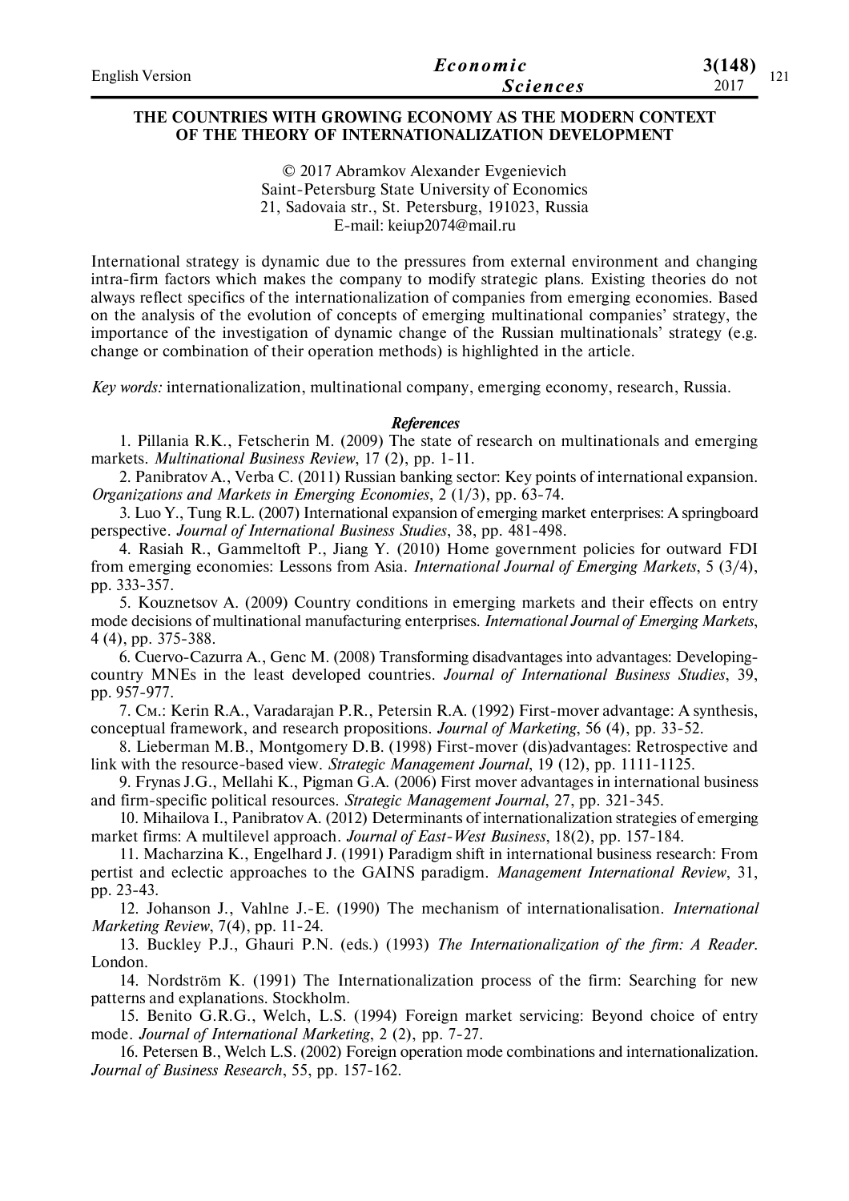# THE COUNTRIES WITH GROWING ECONOMY AS THE MODERN CONTEXT OF THE THEORY OF INTERNATIONALIZATION DEVELOPMENT

© 2017 Abramkov Alexander Evgenievich
Saint-Petersburg State University of Economics
21, Sadovaia str., St. Petersburg, 191023, Russia
E-mail: keiup2074@mail.ru

International strategy is dynamic due to the pressures from external environment and changing intra-firm factors which makes the company to modify strategic plans. Existing theories do not always reflect specifics of the internationalization of companies from emerging economies. Based on the analysis of the evolution of concepts of emerging multinational companies' strategy, the importance of the investigation of dynamic change of the Russian multinationals' strategy (e.g. change or combination of their operation methods) is highlighted in the article.

*Key words:* internationalization, multinational company, emerging economy, research, Russia.

***References***

1. Pillania R.K., Fetscherin M. (2009) The state of research on multinationals and emerging markets. *Multinational Business Review*, 17 (2), pp. 1-11.
2. Panibratov A., Verba C. (2011) Russian banking sector: Key points of international expansion. *Organizations and Markets in Emerging Economies*, 2 (1/3), pp. 63-74.
3. Luo Y., Tung R.L. (2007) International expansion of emerging market enterprises: A springboard perspective. *Journal of International Business Studies*, 38, pp. 481-498.
4. Rasiah R., Gammeltoft P., Jiang Y. (2010) Home government policies for outward FDI from emerging economies: Lessons from Asia. *International Journal of Emerging Markets*, 5 (3/4), pp. 333-357.
5. Kouznetsov A. (2009) Country conditions in emerging markets and their effects on entry mode decisions of multinational manufacturing enterprises. *International Journal of Emerging Markets*, 4 (4), pp. 375-388.
6. Cuervo-Cazurra A., Genc M. (2008) Transforming disadvantages into advantages: Developing-country MNEs in the least developed countries. *Journal of International Business Studies*, 39, pp. 957-977.
7. См.: Kerin R.A., Varadarajan P.R., Petersin R.A. (1992) First-mover advantage: A synthesis, conceptual framework, and research propositions. *Journal of Marketing*, 56 (4), pp. 33-52.
8. Lieberman M.B., Montgomery D.B. (1998) First-mover (dis)advantages: Retrospective and link with the resource-based view. *Strategic Management Journal*, 19 (12), pp. 1111-1125.
9. Frynas J.G., Mellahi K., Pigman G.A. (2006) First mover advantages in international business and firm-specific political resources. *Strategic Management Journal*, 27, pp. 321-345.
10. Mihailova I., Panibratov A. (2012) Determinants of internationalization strategies of emerging market firms: A multilevel approach. *Journal of East-West Business*, 18(2), pp. 157-184.
11. Macharzina K., Engelhard J. (1991) Paradigm shift in international business research: From pertist and eclectic approaches to the GAINS paradigm. *Management International Review*, 31, pp. 23-43.
12. Johanson J., Vahlne J.-E. (1990) The mechanism of internationalisation. *International Marketing Review*, 7(4), pp. 11-24.
13. Buckley P.J., Ghauri P.N. (eds.) (1993) *The Internationalization of the firm: A Reader*. London.
14. Nordström K. (1991) The Internationalization process of the firm: Searching for new patterns and explanations. Stockholm.
15. Benito G.R.G., Welch, L.S. (1994) Foreign market servicing: Beyond choice of entry mode. *Journal of International Marketing*, 2 (2), pp. 7-27.
16. Petersen B., Welch L.S. (2002) Foreign operation mode combinations and internationalization. *Journal of Business Research*, 55, pp. 157-162.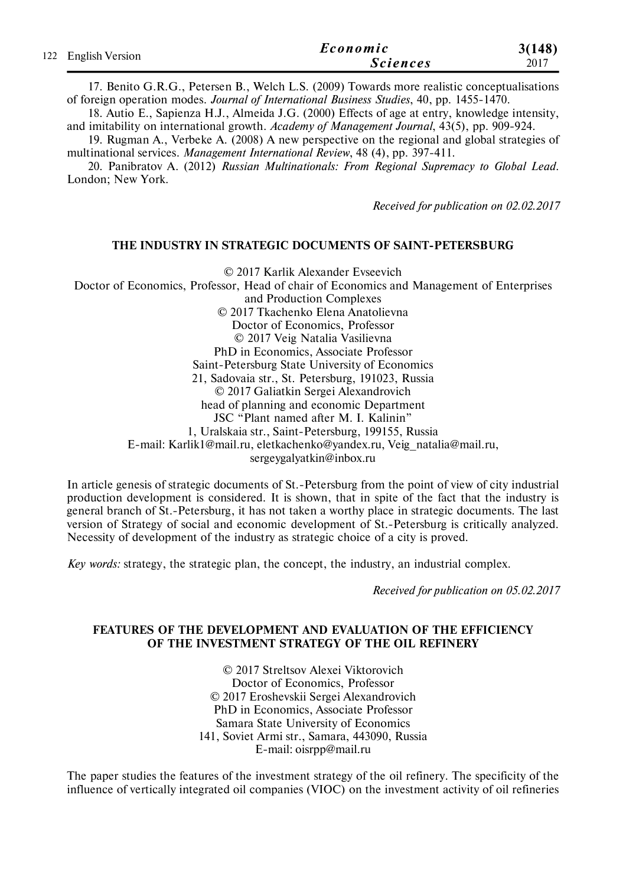17. Benito G.R.G., Petersen B., Welch L.S. (2009) Towards more realistic conceptualisations of foreign operation modes. *Journal of International Business Studies*, 40, pp. 1455-1470.

18. Autio E., Sapienza H.J., Almeida J.G. (2000) Effects of age at entry, knowledge intensity, and imitability on international growth. *Academy of Management Journal*, 43(5), pp. 909-924.

19. Rugman A., Verbeke A. (2008) A new perspective on the regional and global strategies of multinational services. *Management International Review*, 48 (4), pp. 397-411.

20. Panibratov A. (2012) *Russian Multinationals: From Regional Supremacy to Global Lead*. London; New York.

*Received for publication on 02.02.2017*

## THE INDUSTRY IN STRATEGIC DOCUMENTS OF SAINT-PETERSBURG

© 2017 Karlik Alexander Evseevich
Doctor of Economics, Professor, Head of chair of Economics and Management of Enterprises and Production Complexes
© 2017 Tkachenko Elena Anatolievna
Doctor of Economics, Professor
© 2017 Veig Natalia Vasilievna
PhD in Economics, Associate Professor
Saint-Petersburg State University of Economics
21, Sadovaia str., St. Petersburg, 191023, Russia
© 2017 Galiatkin Sergei Alexandrovich
head of planning and economic Department
JSC "Plant named after M. I. Kalinin"
1, Uralskaia str., Saint-Petersburg, 199155, Russia
E-mail: Karlik1@mail.ru, eletkachenko@yandex.ru, Veig_natalia@mail.ru, sergeygalyatkin@inbox.ru

In article genesis of strategic documents of St.-Petersburg from the point of view of city industrial production development is considered. It is shown, that in spite of the fact that the industry is general branch of St.-Petersburg, it has not taken a worthy place in strategic documents. The last version of Strategy of social and economic development of St.-Petersburg is critically analyzed. Necessity of development of the industry as strategic choice of a city is proved.

*Key words:* strategy, the strategic plan, the concept, the industry, an industrial complex.

*Received for publication on 05.02.2017*

## FEATURES OF THE DEVELOPMENT AND EVALUATION OF THE EFFICIENCY OF THE INVESTMENT STRATEGY OF THE OIL REFINERY

© 2017 Streltsov Alexei Viktorovich
Doctor of Economics, Professor
© 2017 Eroshevskii Sergei Alexandrovich
PhD in Economics, Associate Professor
Samara State University of Economics
141, Soviet Armi str., Samara, 443090, Russia
E-mail: oisrpp@mail.ru

The paper studies the features of the investment strategy of the oil refinery. The specificity of the influence of vertically integrated oil companies (VIOC) on the investment activity of oil refineries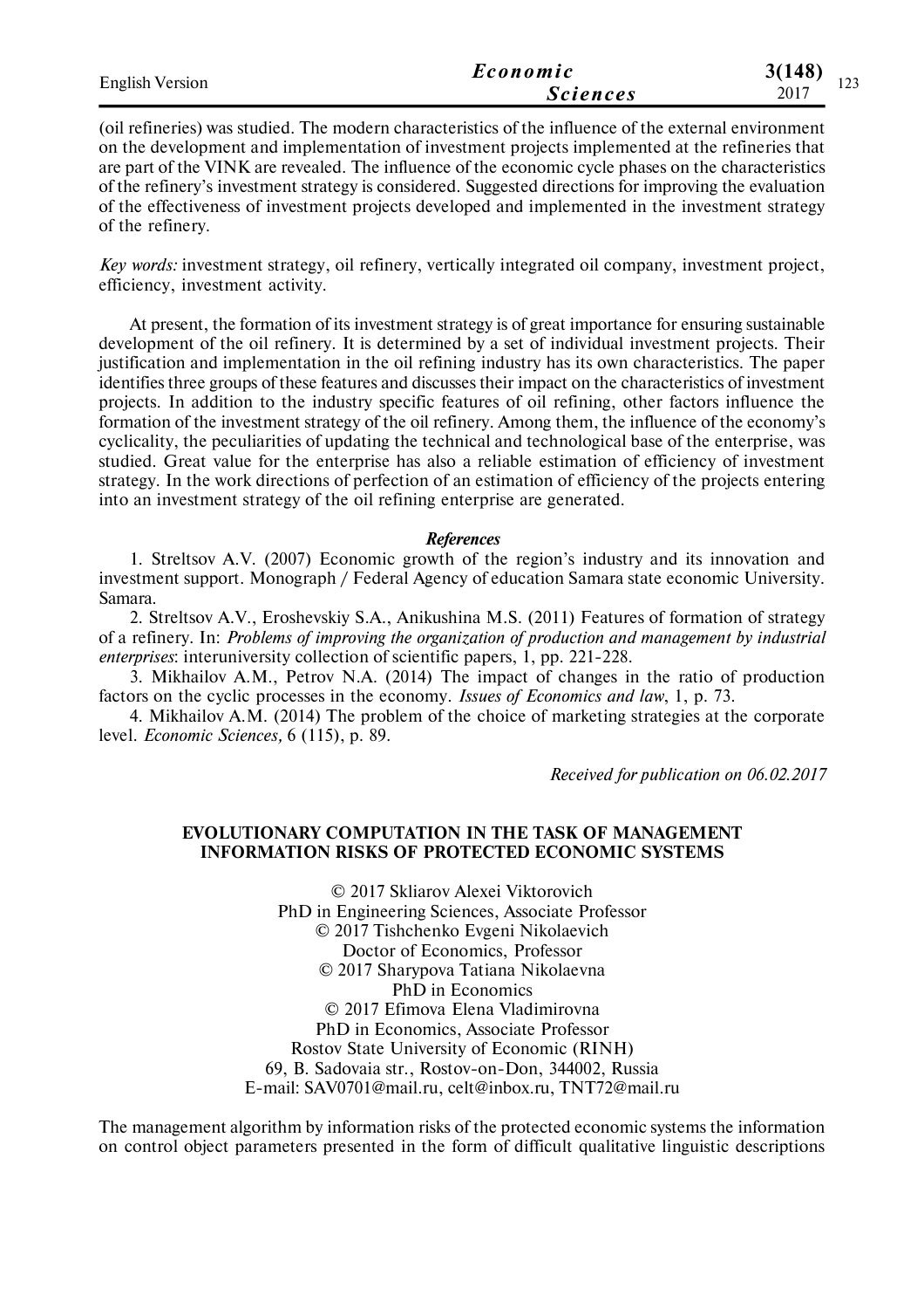(oil refineries) was studied. The modern characteristics of the influence of the external environment on the development and implementation of investment projects implemented at the refineries that are part of the VINK are revealed. The influence of the economic cycle phases on the characteristics of the refinery's investment strategy is considered. Suggested directions for improving the evaluation of the effectiveness of investment projects developed and implemented in the investment strategy of the refinery.

*Key words:* investment strategy, oil refinery, vertically integrated oil company, investment project, efficiency, investment activity.

At present, the formation of its investment strategy is of great importance for ensuring sustainable development of the oil refinery. It is determined by a set of individual investment projects. Their justification and implementation in the oil refining industry has its own characteristics. The paper identifies three groups of these features and discusses their impact on the characteristics of investment projects. In addition to the industry specific features of oil refining, other factors influence the formation of the investment strategy of the oil refinery. Among them, the influence of the economy's cyclicality, the peculiarities of updating the technical and technological base of the enterprise, was studied. Great value for the enterprise has also a reliable estimation of efficiency of investment strategy. In the work directions of perfection of an estimation of efficiency of the projects entering into an investment strategy of the oil refining enterprise are generated.

***References***

1. Streltsov A.V. (2007) Economic growth of the region's industry and its innovation and investment support. Monograph / Federal Agency of education Samara state economic University. Samara.
2. Streltsov A.V., Eroshevskiy S.A., Anikushina M.S. (2011) Features of formation of strategy of a refinery. In: *Problems of improving the organization of production and management by industrial enterprises*: interuniversity collection of scientific papers, 1, pp. 221-228.
3. Mikhailov A.M., Petrov N.A. (2014) The impact of changes in the ratio of production factors on the cyclic processes in the economy. *Issues of Economics and law*, 1, p. 73.
4. Mikhailov A.M. (2014) The problem of the choice of marketing strategies at the corporate level. *Economic Sciences,* 6 (115), p. 89.

*Received for publication on 06.02.2017*

## EVOLUTIONARY COMPUTATION IN THE TASK OF MANAGEMENT INFORMATION RISKS OF PROTECTED ECONOMIC SYSTEMS

© 2017 Skliarov Alexei Viktorovich
PhD in Engineering Sciences, Associate Professor
© 2017 Tishchenko Evgeni Nikolaevich
Doctor of Economics, Professor
© 2017 Sharypova Tatiana Nikolaevna
PhD in Economics
© 2017 Efimova Elena Vladimirovna
PhD in Economics, Associate Professor
Rostov State University of Economic (RINH)
69, B. Sadovaia str., Rostov-on-Don, 344002, Russia
E-mail: SAV0701@mail.ru, celt@inbox.ru, TNT72@mail.ru

The management algorithm by information risks of the protected economic systems the information on control object parameters presented in the form of difficult qualitative linguistic descriptions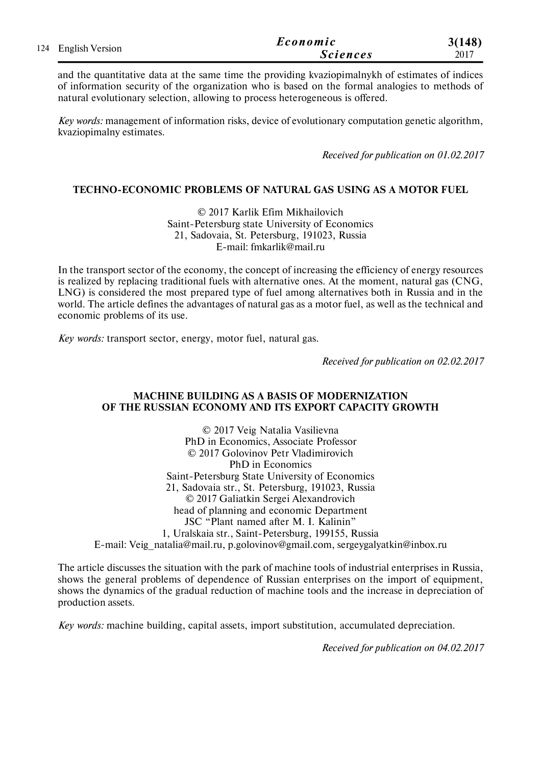and the quantitative data at the same time the providing kvaziopimalnykh of estimates of indices of information security of the organization who is based on the formal analogies to methods of natural evolutionary selection, allowing to process heterogeneous is offered.

*Key words:* management of information risks, device of evolutionary computation genetic algorithm, kvaziopimalny estimates.

*Received for publication on 01.02.2017*

## TECHNO-ECONOMIC PROBLEMS OF NATURAL GAS USING AS A MOTOR FUEL

© 2017 Karlik Efim Mikhailovich
Saint-Petersburg state University of Economics
21, Sadovaia, St. Petersburg, 191023, Russia
E-mail: fmkarlik@mail.ru

In the transport sector of the economy, the concept of increasing the efficiency of energy resources is realized by replacing traditional fuels with alternative ones. At the moment, natural gas (CNG, LNG) is considered the most prepared type of fuel among alternatives both in Russia and in the world. The article defines the advantages of natural gas as a motor fuel, as well as the technical and economic problems of its use.

*Key words:* transport sector, energy, motor fuel, natural gas.

*Received for publication on 02.02.2017*

## MACHINE BUILDING AS A BASIS OF MODERNIZATION OF THE RUSSIAN ECONOMY AND ITS EXPORT CAPACITY GROWTH

© 2017 Veig Natalia Vasilievna
PhD in Economics, Associate Professor
© 2017 Golovinov Petr Vladimirovich
PhD in Economics
Saint-Petersburg State University of Economics
21, Sadovaia str., St. Petersburg, 191023, Russia
© 2017 Galiatkin Sergei Alexandrovich
head of planning and economic Department
JSC "Plant named after M. I. Kalinin"
1, Uralskaia str., Saint-Petersburg, 199155, Russia
E-mail: Veig_natalia@mail.ru, p.golovinov@gmail.com, sergeygalyatkin@inbox.ru

The article discusses the situation with the park of machine tools of industrial enterprises in Russia, shows the general problems of dependence of Russian enterprises on the import of equipment, shows the dynamics of the gradual reduction of machine tools and the increase in depreciation of production assets.

*Key words:* machine building, capital assets, import substitution, accumulated depreciation.

*Received for publication on 04.02.2017*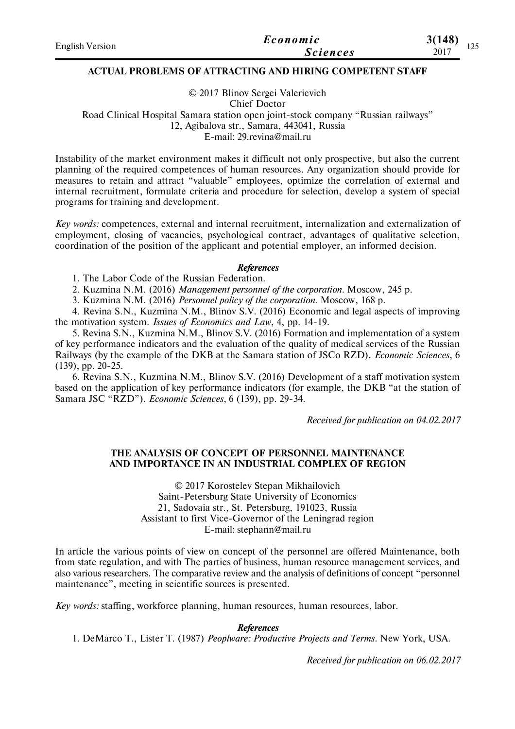## ACTUAL PROBLEMS OF ATTRACTING AND HIRING COMPETENT STAFF

© 2017 Blinov Sergei Valerievich
Chief Doctor
Road Clinical Hospital Samara station open joint-stock company "Russian railways"
12, Agibalova str., Samara, 443041, Russia
E-mail: 29.revina@mail.ru

Instability of the market environment makes it difficult not only prospective, but also the current planning of the required competences of human resources. Any organization should provide for measures to retain and attract "valuable" employees, optimize the correlation of external and internal recruitment, formulate criteria and procedure for selection, develop a system of special programs for training and development.

*Key words:* competences, external and internal recruitment, internalization and externalization of employment, closing of vacancies, psychological contract, advantages of qualitative selection, coordination of the position of the applicant and potential employer, an informed decision.

***References***

1. The Labor Code of the Russian Federation.
2. Kuzmina N.M. (2016) *Management personnel of the corporation*. Moscow, 245 p.
3. Kuzmina N.M. (2016) *Personnel policy of the corporation*. Moscow, 168 p.
4. Revina S.N., Kuzmina N.M., Blinov S.V. (2016) Economic and legal aspects of improving the motivation system. *Issues of Economics and Law*, 4, pp. 14-19.
5. Revina S.N., Kuzmina N.M., Blinov S.V. (2016) Formation and implementation of a system of key performance indicators and the evaluation of the quality of medical services of the Russian Railways (by the example of the DKB at the Samara station of JSCo RZD). *Economic Sciences*, 6 (139), pp. 20-25.
6. Revina S.N., Kuzmina N.M., Blinov S.V. (2016) Development of a staff motivation system based on the application of key performance indicators (for example, the DKB "at the station of Samara JSC "RZD"). *Economic Sciences*, 6 (139), pp. 29-34.

*Received for publication on 04.02.2017*

## THE ANALYSIS OF CONCEPT OF PERSONNEL MAINTENANCE AND IMPORTANCE IN AN INDUSTRIAL COMPLEX OF REGION

© 2017 Korostelev Stepan Mikhailovich
Saint-Petersburg State University of Economics
21, Sadovaia str., St. Petersburg, 191023, Russia
Assistant to first Vice-Governor of the Leningrad region
E-mail: stephann@mail.ru

In article the various points of view on concept of the personnel are offered Maintenance, both from state regulation, and with The parties of business, human resource management services, and also various researchers. The comparative review and the analysis of definitions of concept "personnel maintenance", meeting in scientific sources is presented.

*Key words:* staffing, workforce planning, human resources, human resources, labor.

***References***

1. DeMarco T., Lister T. (1987) *Peoplware: Productive Projects and Terms*. New York, USA.

*Received for publication on 06.02.2017*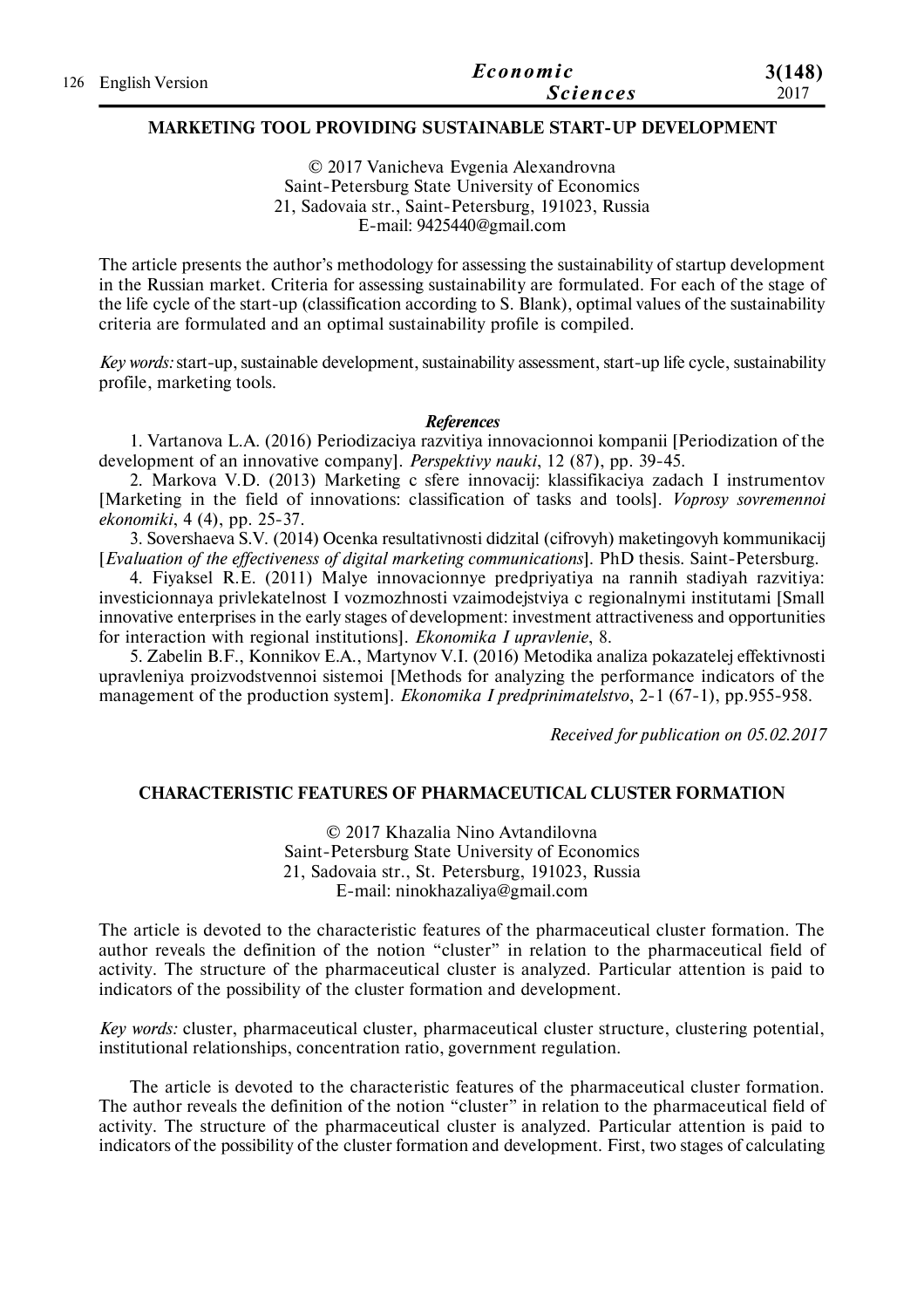## MARKETING TOOL PROVIDING SUSTAINABLE START-UP DEVELOPMENT

© 2017 Vanicheva Evgenia Alexandrovna
Saint-Petersburg State University of Economics
21, Sadovaia str., Saint-Petersburg, 191023, Russia
E-mail: 9425440@gmail.com

The article presents the author's methodology for assessing the sustainability of startup development in the Russian market. Criteria for assessing sustainability are formulated. For each of the stage of the life cycle of the start-up (classification according to S. Blank), optimal values of the sustainability criteria are formulated and an optimal sustainability profile is compiled.

*Key words:* start-up, sustainable development, sustainability assessment, start-up life cycle, sustainability profile, marketing tools.

### *References*

1. Vartanova L.A. (2016) Periodizaciya razvitiya innovacionnoi kompanii [Periodization of the development of an innovative company]. *Perspektivy nauki*, 12 (87), pp. 39-45.
2. Markova V.D. (2013) Marketing c sfere innovacij: klassifikaciya zadach I instrumentov [Marketing in the field of innovations: classification of tasks and tools]. *Voprosy sovremennoi ekonomiki*, 4 (4), pp. 25-37.
3. Sovershaeva S.V. (2014) Ocenka resultativnosti didzital (cifrovyh) maketingovyh kommunikacij [*Evaluation of the effectiveness of digital marketing communications*]. PhD thesis. Saint-Petersburg.
4. Fiyaksel R.E. (2011) Malye innovacionnye predpriyatiya na rannih stadiyah razvitiya: investicionnaya privlekatelnost I vozmozhnosti vzaimodejstviya c regionalnymi institutami [Small innovative enterprises in the early stages of development: investment attractiveness and opportunities for interaction with regional institutions]. *Ekonomika I upravlenie*, 8.
5. Zabelin B.F., Konnikov E.A., Martynov V.I. (2016) Metodika analiza pokazatelej effektivnosti upravleniya proizvodstvennoi sistemoi [Methods for analyzing the performance indicators of the management of the production system]. *Ekonomika I predprinimatelstvo*, 2-1 (67-1), pp.955-958.

*Received for publication on 05.02.2017*

## CHARACTERISTIC FEATURES OF PHARMACEUTICAL CLUSTER FORMATION

© 2017 Khazalia Nino Avtandilovna
Saint-Petersburg State University of Economics
21, Sadovaia str., St. Petersburg, 191023, Russia
E-mail: ninokhazaliya@gmail.com

The article is devoted to the characteristic features of the pharmaceutical cluster formation. The author reveals the definition of the notion "cluster" in relation to the pharmaceutical field of activity. The structure of the pharmaceutical cluster is analyzed. Particular attention is paid to indicators of the possibility of the cluster formation and development.

*Key words:* cluster, pharmaceutical cluster, pharmaceutical cluster structure, clustering potential, institutional relationships, concentration ratio, government regulation.

The article is devoted to the characteristic features of the pharmaceutical cluster formation. The author reveals the definition of the notion "cluster" in relation to the pharmaceutical field of activity. The structure of the pharmaceutical cluster is analyzed. Particular attention is paid to indicators of the possibility of the cluster formation and development. First, two stages of calculating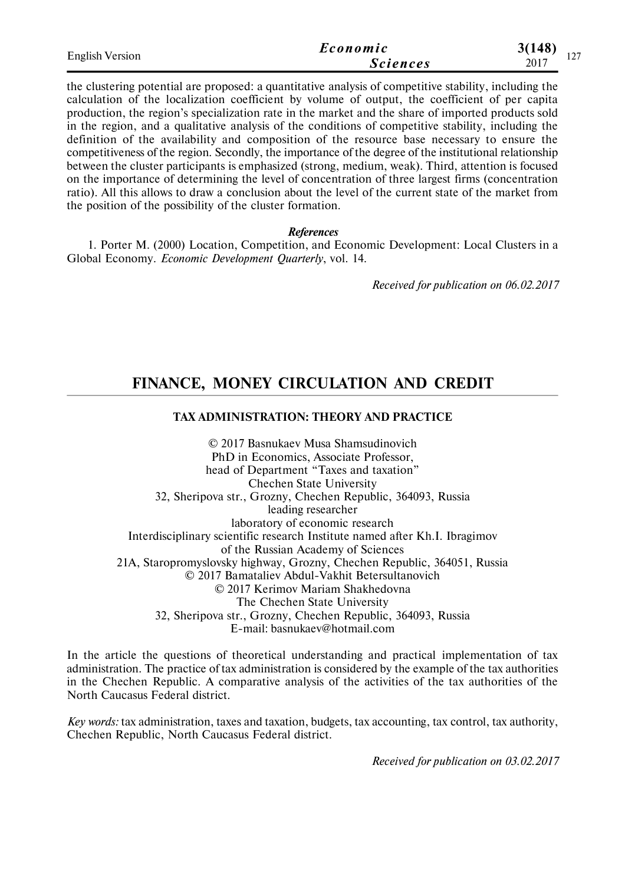the clustering potential are proposed: a quantitative analysis of competitive stability, including the calculation of the localization coefficient by volume of output, the coefficient of per capita production, the region's specialization rate in the market and the share of imported products sold in the region, and a qualitative analysis of the conditions of competitive stability, including the definition of the availability and composition of the resource base necessary to ensure the competitiveness of the region. Secondly, the importance of the degree of the institutional relationship between the cluster participants is emphasized (strong, medium, weak). Third, attention is focused on the importance of determining the level of concentration of three largest firms (concentration ratio). All this allows to draw a conclusion about the level of the current state of the market from the position of the possibility of the cluster formation.

### *References*

1. Porter M. (2000) Location, Competition, and Economic Development: Local Clusters in a Global Economy. *Economic Development Quarterly*, vol. 14.

*Received for publication on 06.02.2017*

# FINANCE, MONEY CIRCULATION AND CREDIT

## TAX ADMINISTRATION: THEORY AND PRACTICE

© 2017 Basnukaev Musa Shamsudinovich
PhD in Economics, Associate Professor,
head of Department "Taxes and taxation"
Chechen State University
32, Sheripova str., Grozny, Chechen Republic, 364093, Russia
leading researcher
laboratory of economic research
Interdisciplinary scientific research Institute named after Kh.I. Ibragimov
of the Russian Academy of Sciences
21A, Staropromyslovsky highway, Grozny, Chechen Republic, 364051, Russia
© 2017 Bamataliev Abdul-Vakhit Betersultanovich
© 2017 Kerimov Mariam Shakhedovna
The Chechen State University
32, Sheripova str., Grozny, Chechen Republic, 364093, Russia
E-mail: basnukaev@hotmail.com

In the article the questions of theoretical understanding and practical implementation of tax administration. The practice of tax administration is considered by the example of the tax authorities in the Chechen Republic. A comparative analysis of the activities of the tax authorities of the North Caucasus Federal district.

*Key words:* tax administration, taxes and taxation, budgets, tax accounting, tax control, tax authority, Chechen Republic, North Caucasus Federal district.

*Received for publication on 03.02.2017*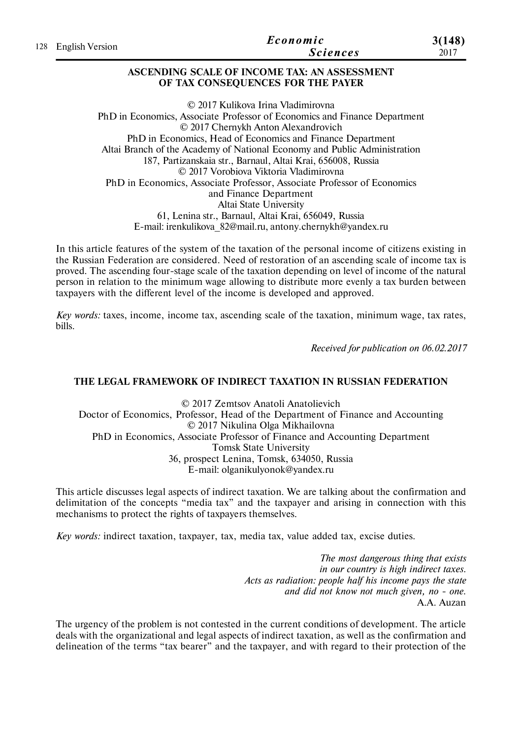## ASCENDING SCALE OF INCOME TAX: AN ASSESSMENT OF TAX CONSEQUENCES FOR THE PAYER

© 2017 Kulikova Irina Vladimirovna
PhD in Economics, Associate Professor of Economics and Finance Department
© 2017 Chernykh Anton Alexandrovich
PhD in Economics, Head of Economics and Finance Department
Altai Branch of the Academy of National Economy and Public Administration
187, Partizanskaia str., Barnaul, Altai Krai, 656008, Russia
© 2017 Vorobiova Viktoria Vladimirovna
PhD in Economics, Associate Professor, Associate Professor of Economics and Finance Department
Altai State University
61, Lenina str., Barnaul, Altai Krai, 656049, Russia
E-mail: irenkulikova_82@mail.ru, antony.chernykh@yandex.ru

In this article features of the system of the taxation of the personal income of citizens existing in the Russian Federation are considered. Need of restoration of an ascending scale of income tax is proved. The ascending four-stage scale of the taxation depending on level of income of the natural person in relation to the minimum wage allowing to distribute more evenly a tax burden between taxpayers with the different level of the income is developed and approved.

*Key words:* taxes, income, income tax, ascending scale of the taxation, minimum wage, tax rates, bills.

*Received for publication on 06.02.2017*

## THE LEGAL FRAMEWORK OF INDIRECT TAXATION IN RUSSIAN FEDERATION

© 2017 Zemtsov Anatoli Anatolievich
Doctor of Economics, Professor, Head of the Department of Finance and Accounting
© 2017 Nikulina Olga Mikhailovna
PhD in Economics, Associate Professor of Finance and Accounting Department
Tomsk State University
36, prospect Lenina, Tomsk, 634050, Russia
E-mail: olganikulyonok@yandex.ru

This article discusses legal aspects of indirect taxation. We are talking about the confirmation and delimitation of the concepts "media tax" and the taxpayer and arising in connection with this mechanisms to protect the rights of taxpayers themselves.

*Key words:* indirect taxation, taxpayer, tax, media tax, value added tax, excise duties.

*The most dangerous thing that exists*
*in our country is high indirect taxes.*
*Acts as radiation: people half his income pays the state*
*and did not know not much given, no - one.*
A.A. Auzan

The urgency of the problem is not contested in the current conditions of development. The article deals with the organizational and legal aspects of indirect taxation, as well as the confirmation and delineation of the terms "tax bearer" and the taxpayer, and with regard to their protection of the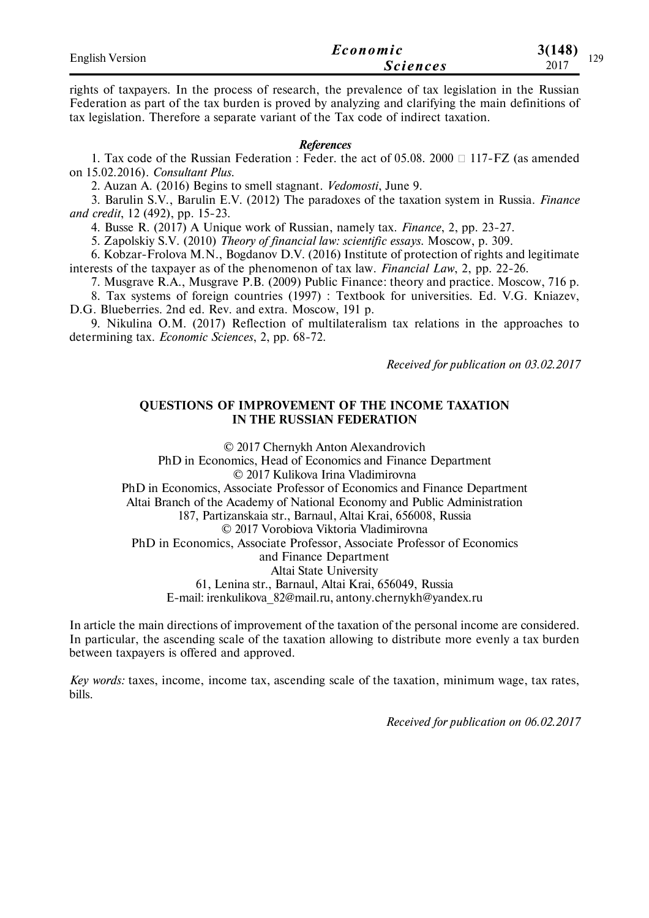rights of taxpayers. In the process of research, the prevalence of tax legislation in the Russian Federation as part of the tax burden is proved by analyzing and clarifying the main definitions of tax legislation. Therefore a separate variant of the Tax code of indirect taxation.

### *References*

1. Tax code of the Russian Federation : Feder. the act of 05.08. 2000 № 117-FZ (as amended on 15.02.2016). *Consultant Plus.*
2. Auzan A. (2016) Begins to smell stagnant. *Vedomosti*, June 9.
3. Barulin S.V., Barulin E.V. (2012) The paradoxes of the taxation system in Russia. *Finance and credit*, 12 (492), pp. 15-23.
4. Busse R. (2017) A Unique work of Russian, namely tax. *Finance*, 2, pp. 23-27.
5. Zapolskiy S.V. (2010) *Theory of financial law: scientific essays.* Moscow, p. 309.
6. Kobzar-Frolova M.N., Bogdanov D.V. (2016) Institute of protection of rights and legitimate interests of the taxpayer as of the phenomenon of tax law. *Financial Law*, 2, pp. 22-26.
7. Musgrave R.A., Musgrave P.B. (2009) Public Finance: theory and practice. Moscow, 716 p.
8. Tax systems of foreign countries (1997) : Textbook for universities. Ed. V.G. Kniazev, D.G. Blueberries. 2nd ed. Rev. and extra. Moscow, 191 p.
9. Nikulina O.M. (2017) Reflection of multilateralism tax relations in the approaches to determining tax. *Economic Sciences*, 2, pp. 68-72.

*Received for publication on 03.02.2017*

## QUESTIONS OF IMPROVEMENT OF THE INCOME TAXATION IN THE RUSSIAN FEDERATION

© 2017 Chernykh Anton Alexandrovich
PhD in Economics, Head of Economics and Finance Department
© 2017 Kulikova Irina Vladimirovna
PhD in Economics, Associate Professor of Economics and Finance Department
Altai Branch of the Academy of National Economy and Public Administration
187, Partizanskaia str., Barnaul, Altai Krai, 656008, Russia
© 2017 Vorobiova Viktoria Vladimirovna
PhD in Economics, Associate Professor, Associate Professor of Economics and Finance Department
Altai State University
61, Lenina str., Barnaul, Altai Krai, 656049, Russia
E-mail: irenkulikova_82@mail.ru, antony.chernykh@yandex.ru

In article the main directions of improvement of the taxation of the personal income are considered. In particular, the ascending scale of the taxation allowing to distribute more evenly a tax burden between taxpayers is offered and approved.

*Key words:* taxes, income, income tax, ascending scale of the taxation, minimum wage, tax rates, bills.

*Received for publication on 06.02.2017*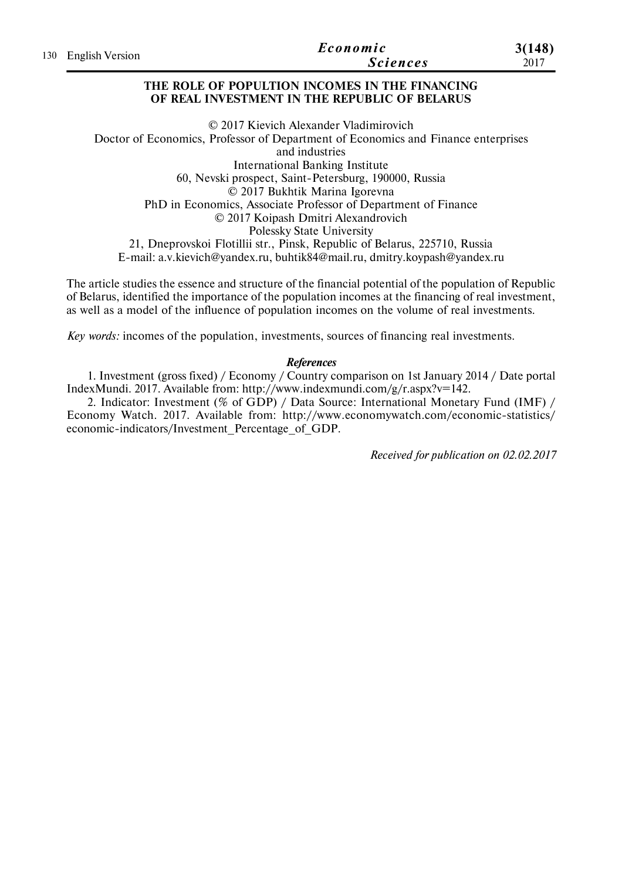## THE ROLE OF POPULTION INCOMES IN THE FINANCING OF REAL INVESTMENT IN THE REPUBLIC OF BELARUS

© 2017 Kievich Alexander Vladimirovich
Doctor of Economics, Professor of Department of Economics and Finance enterprises and industries
International Banking Institute
60, Nevski prospect, Saint-Petersburg, 190000, Russia
© 2017 Bukhtik Marina Igorevna
PhD in Economics, Associate Professor of Department of Finance
© 2017 Koipash Dmitri Alexandrovich
Polessky State University
21, Dneprovskoi Flotillii str., Pinsk, Republic of Belarus, 225710, Russia
E-mail: a.v.kievich@yandex.ru, buhtik84@mail.ru, dmitry.koypash@yandex.ru

The article studies the essence and structure of the financial potential of the population of Republic of Belarus, identified the importance of the population incomes at the financing of real investment, as well as a model of the influence of population incomes on the volume of real investments.

*Key words:* incomes of the population, investments, sources of financing real investments.

***References***

1. Investment (gross fixed) / Economy / Country comparison on 1st January 2014 / Date portal IndexMundi. 2017. Available from: http://www.indexmundi.com/g/r.aspx?v=142.
2. Indicator: Investment (% of GDP) / Data Source: International Monetary Fund (IMF) / Economy Watch. 2017. Available from: http://www.economywatch.com/economic-statistics/economic-indicators/Investment_Percentage_of_GDP.

*Received for publication on 02.02.2017*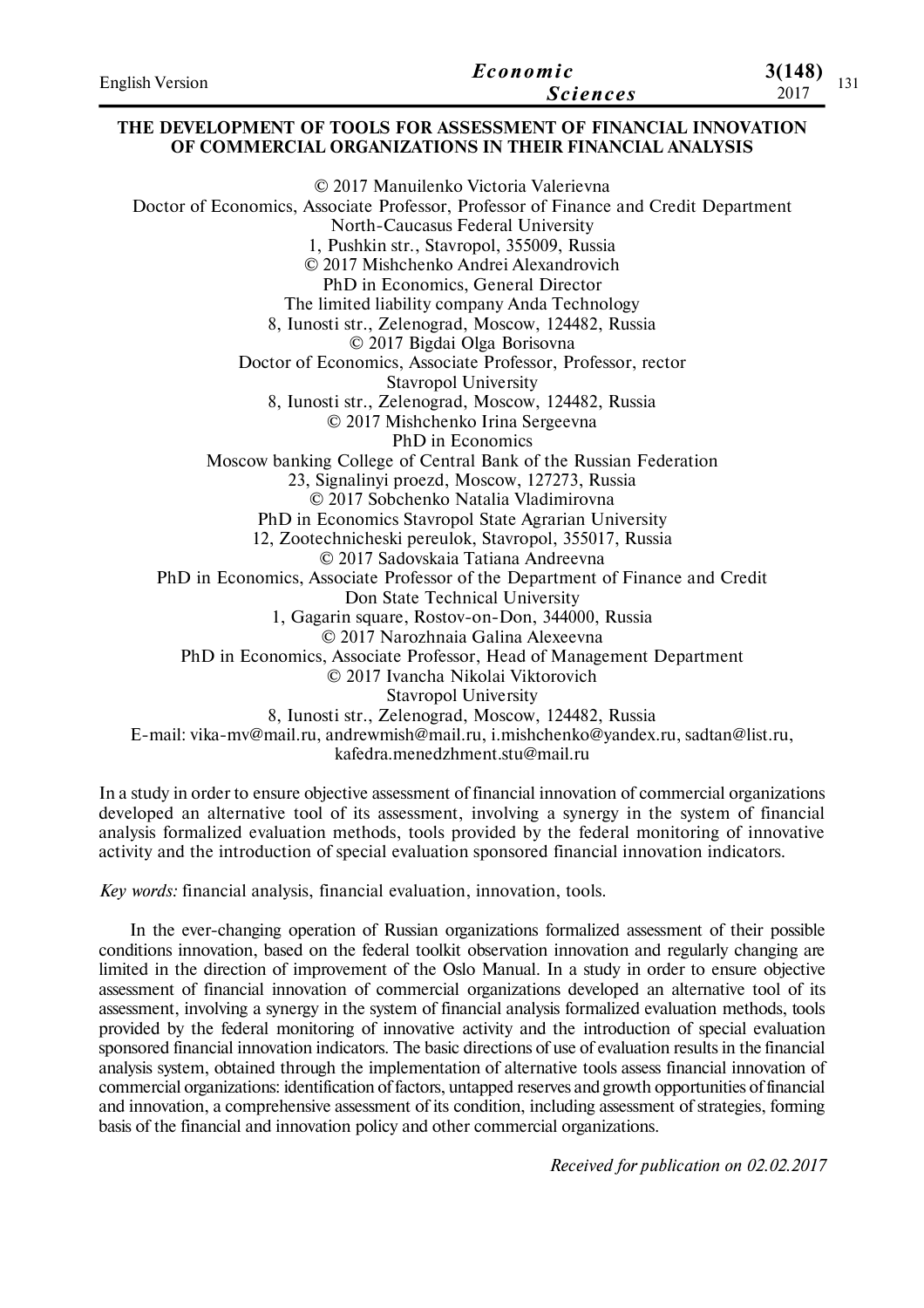# THE DEVELOPMENT OF TOOLS FOR ASSESSMENT OF FINANCIAL INNOVATION OF COMMERCIAL ORGANIZATIONS IN THEIR FINANCIAL ANALYSIS

© 2017 Manuilenko Victoria Valerievna
Doctor of Economics, Associate Professor, Professor of Finance and Credit Department
North-Caucasus Federal University
1, Pushkin str., Stavropol, 355009, Russia
© 2017 Mishchenko Andrei Alexandrovich
PhD in Economics, General Director
The limited liability company Anda Technology
8, Iunosti str., Zelenograd, Moscow, 124482, Russia
© 2017 Bigdai Olga Borisovna
Doctor of Economics, Associate Professor, Professor, rector
Stavropol University
8, Iunosti str., Zelenograd, Moscow, 124482, Russia
© 2017 Mishchenko Irina Sergeevna
PhD in Economics
Moscow banking College of Central Bank of the Russian Federation
23, Signalinyi proezd, Moscow, 127273, Russia
© 2017 Sobchenko Natalia Vladimirovna
PhD in Economics Stavropol State Agrarian University
12, Zootechnicheski pereulok, Stavropol, 355017, Russia
© 2017 Sadovskaia Tatiana Andreevna
PhD in Economics, Associate Professor of the Department of Finance and Credit
Don State Technical University
1, Gagarin square, Rostov-on-Don, 344000, Russia
© 2017 Narozhnaia Galina Alexeevna
PhD in Economics, Associate Professor, Head of Management Department
© 2017 Ivancha Nikolai Viktorovich
Stavropol University
8, Iunosti str., Zelenograd, Moscow, 124482, Russia
E-mail: vika-mv@mail.ru, andrewmish@mail.ru, i.mishchenko@yandex.ru, sadtan@list.ru, kafedra.menedzhment.stu@mail.ru

In a study in order to ensure objective assessment of financial innovation of commercial organizations developed an alternative tool of its assessment, involving a synergy in the system of financial analysis formalized evaluation methods, tools provided by the federal monitoring of innovative activity and the introduction of special evaluation sponsored financial innovation indicators.

*Key words:* financial analysis, financial evaluation, innovation, tools.

In the ever-changing operation of Russian organizations formalized assessment of their possible conditions innovation, based on the federal toolkit observation innovation and regularly changing are limited in the direction of improvement of the Oslo Manual. In a study in order to ensure objective assessment of financial innovation of commercial organizations developed an alternative tool of its assessment, involving a synergy in the system of financial analysis formalized evaluation methods, tools provided by the federal monitoring of innovative activity and the introduction of special evaluation sponsored financial innovation indicators. The basic directions of use of evaluation results in the financial analysis system, obtained through the implementation of alternative tools assess financial innovation of commercial organizations: identification of factors, untapped reserves and growth opportunities of financial and innovation, a comprehensive assessment of its condition, including assessment of strategies, forming basis of the financial and innovation policy and other commercial organizations.

*Received for publication on 02.02.2017*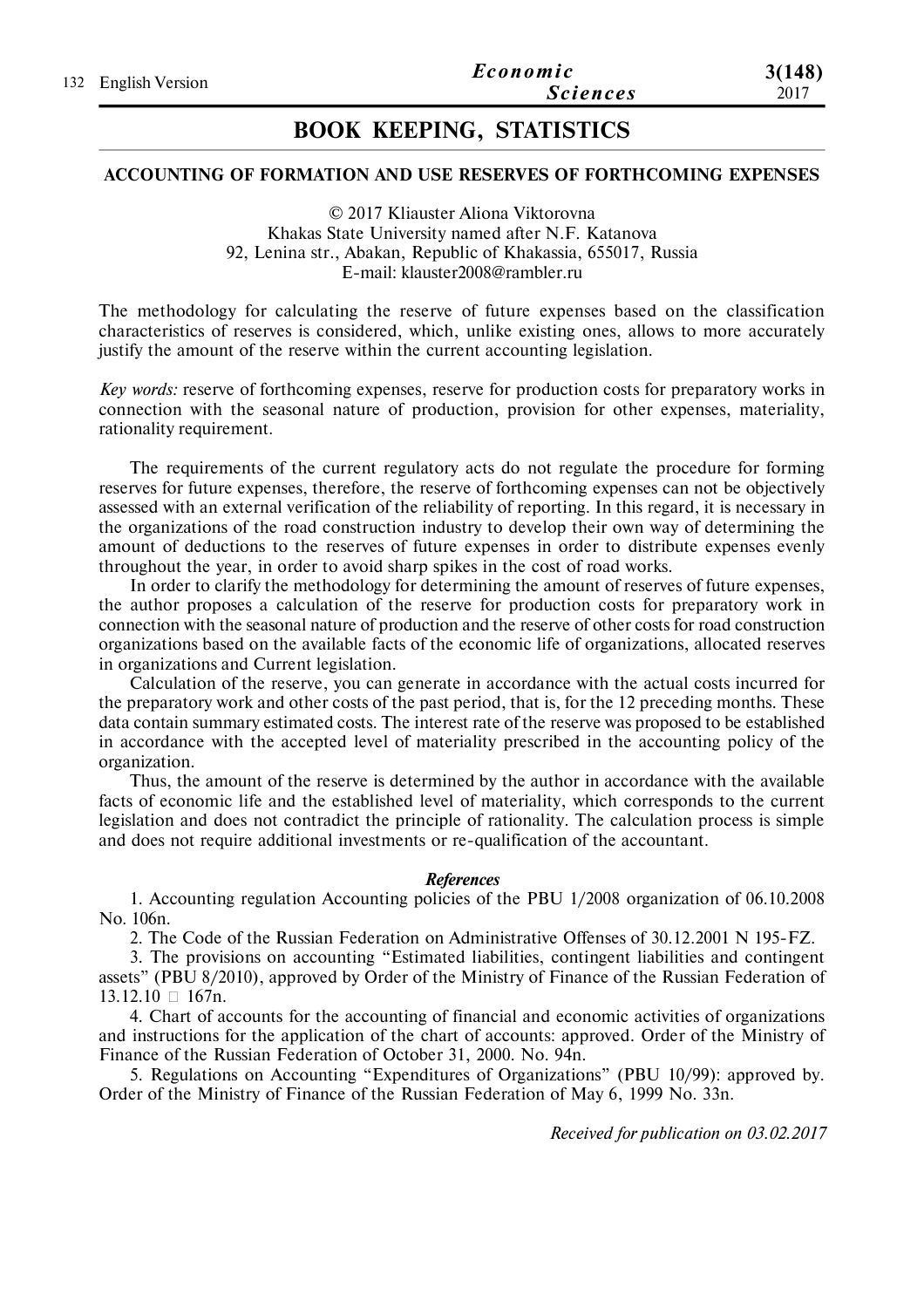## BOOK KEEPING, STATISTICS

### ACCOUNTING OF FORMATION AND USE RESERVES OF FORTHCOMING EXPENSES

© 2017 Kliauster Aliona Viktorovna
Khakas State University named after N.F. Katanova
92, Lenina str., Abakan, Republic of Khakassia, 655017, Russia
E-mail: klauster2008@rambler.ru

The methodology for calculating the reserve of future expenses based on the classification characteristics of reserves is considered, which, unlike existing ones, allows to more accurately justify the amount of the reserve within the current accounting legislation.

*Key words:* reserve of forthcoming expenses, reserve for production costs for preparatory works in connection with the seasonal nature of production, provision for other expenses, materiality, rationality requirement.

The requirements of the current regulatory acts do not regulate the procedure for forming reserves for future expenses, therefore, the reserve of forthcoming expenses can not be objectively assessed with an external verification of the reliability of reporting. In this regard, it is necessary in the organizations of the road construction industry to develop their own way of determining the amount of deductions to the reserves of future expenses in order to distribute expenses evenly throughout the year, in order to avoid sharp spikes in the cost of road works.

In order to clarify the methodology for determining the amount of reserves of future expenses, the author proposes a calculation of the reserve for production costs for preparatory work in connection with the seasonal nature of production and the reserve of other costs for road construction organizations based on the available facts of the economic life of organizations, allocated reserves in organizations and Current legislation.

Calculation of the reserve, you can generate in accordance with the actual costs incurred for the preparatory work and other costs of the past period, that is, for the 12 preceding months. These data contain summary estimated costs. The interest rate of the reserve was proposed to be established in accordance with the accepted level of materiality prescribed in the accounting policy of the organization.

Thus, the amount of the reserve is determined by the author in accordance with the available facts of economic life and the established level of materiality, which corresponds to the current legislation and does not contradict the principle of rationality. The calculation process is simple and does not require additional investments or re-qualification of the accountant.

#### *References*

1. Accounting regulation Accounting policies of the PBU 1/2008 organization of 06.10.2008 No. 106n.
2. The Code of the Russian Federation on Administrative Offenses of 30.12.2001 N 195-FZ.
3. The provisions on accounting "Estimated liabilities, contingent liabilities and contingent assets" (PBU 8/2010), approved by Order of the Ministry of Finance of the Russian Federation of 13.12.10 □ 167n.
4. Chart of accounts for the accounting of financial and economic activities of organizations and instructions for the application of the chart of accounts: approved. Order of the Ministry of Finance of the Russian Federation of October 31, 2000. No. 94n.
5. Regulations on Accounting "Expenditures of Organizations" (PBU 10/99): approved by. Order of the Ministry of Finance of the Russian Federation of May 6, 1999 No. 33n.

*Received for publication on 03.02.2017*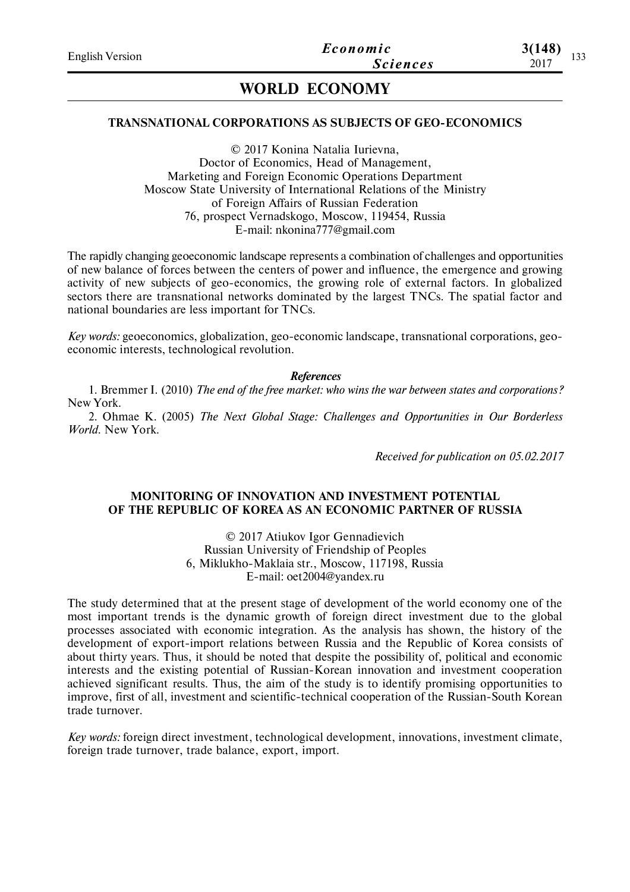## WORLD ECONOMY

### TRANSNATIONAL CORPORATIONS AS SUBJECTS OF GEO-ECONOMICS

© 2017 Konina Natalia Iurievna,
Doctor of Economics, Head of Management,
Marketing and Foreign Economic Operations Department
Moscow State University of International Relations of the Ministry
of Foreign Affairs of Russian Federation
76, prospect Vernadskogo, Moscow, 119454, Russia
E-mail: nkonina777@gmail.com

The rapidly changing geoeconomic landscape represents a combination of challenges and opportunities of new balance of forces between the centers of power and influence, the emergence and growing activity of new subjects of geo-economics, the growing role of external factors. In globalized sectors there are transnational networks dominated by the largest TNCs. The spatial factor and national boundaries are less important for TNCs.

*Key words:* geoeconomics, globalization, geo-economic landscape, transnational corporations, geo-economic interests, technological revolution.

***References***

1. Bremmer I. (2010) *The end of the free market: who wins the war between states and corporations?* New York.
2. Ohmae K. (2005) *The Next Global Stage: Challenges and Opportunities in Our Borderless World.* New York.

*Received for publication on 05.02.2017*

### MONITORING OF INNOVATION AND INVESTMENT POTENTIAL OF THE REPUBLIC OF KOREA AS AN ECONOMIC PARTNER OF RUSSIA

© 2017 Atiukov Igor Gennadievich
Russian University of Friendship of Peoples
6, Miklukho-Maklaia str., Moscow, 117198, Russia
E-mail: oet2004@yandex.ru

The study determined that at the present stage of development of the world economy one of the most important trends is the dynamic growth of foreign direct investment due to the global processes associated with economic integration. As the analysis has shown, the history of the development of export-import relations between Russia and the Republic of Korea consists of about thirty years. Thus, it should be noted that despite the possibility of, political and economic interests and the existing potential of Russian-Korean innovation and investment cooperation achieved significant results. Thus, the aim of the study is to identify promising opportunities to improve, first of all, investment and scientific-technical cooperation of the Russian-South Korean trade turnover.

*Key words:* foreign direct investment, technological development, innovations, investment climate, foreign trade turnover, trade balance, export, import.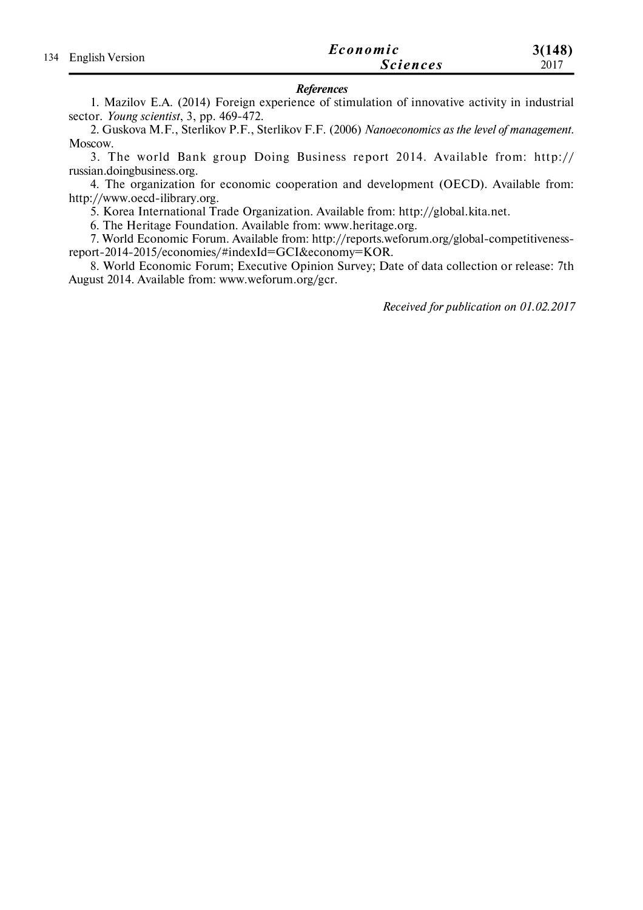***References***

1. Mazilov E.A. (2014) Foreign experience of stimulation of innovative activity in industrial sector. *Young scientist*, 3, pp. 469-472.
2. Guskova M.F., Sterlikov P.F., Sterlikov F.F. (2006) *Nanoeconomics as the level of management*. Moscow.
3. The world Bank group Doing Business report 2014. Available from: http://russian.doingbusiness.org.
4. The organization for economic cooperation and development (OECD). Available from: http://www.oecd-ilibrary.org.
5. Korea International Trade Organization. Available from: http://global.kita.net.
6. The Heritage Foundation. Available from: www.heritage.org.
7. World Economic Forum. Available from: http://reports.weforum.org/global-competitiveness-report-2014-2015/economies/#indexId=GCI&economy=KOR.
8. World Economic Forum; Executive Opinion Survey; Date of data collection or release: 7th August 2014. Available from: www.weforum.org/gcr.

*Received for publication on 01.02.2017*